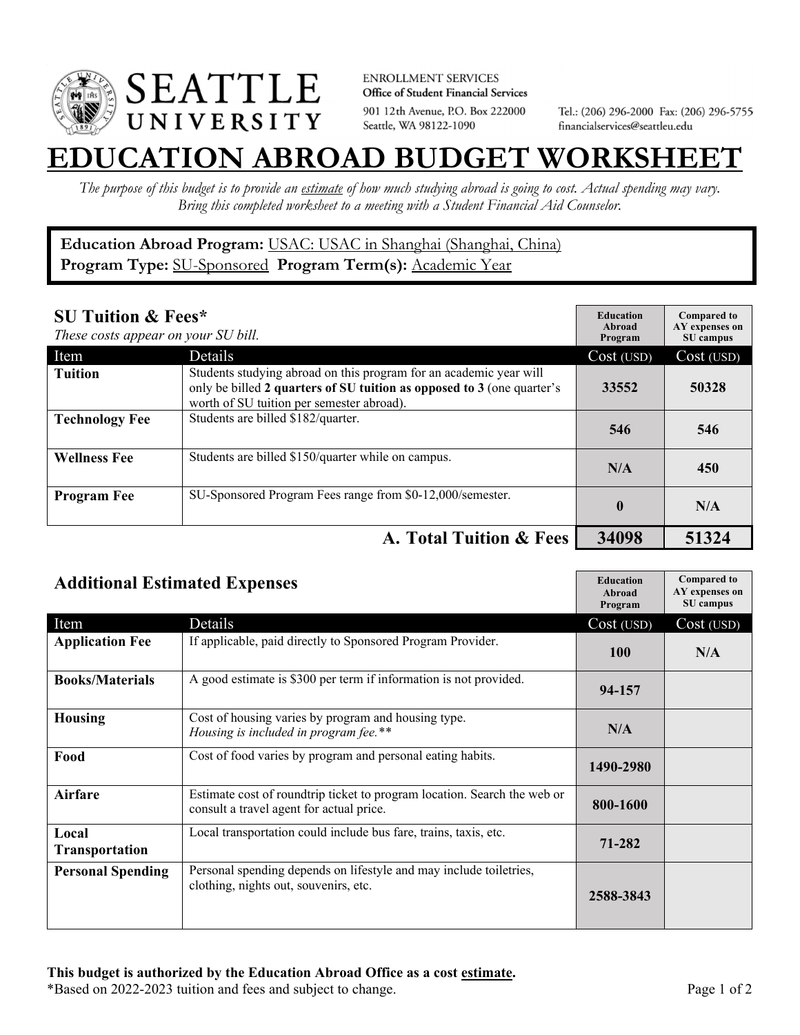SEATTLE UNIVERSITY

ENROLLMENT SERVICES
**Office of Student Financial Services**
901 12th Avenue, P.O. Box 222000
Seattle, WA 98122-1090

Tel.: (206) 296-2000 Fax: (206) 296-5755
financialservices@seattleu.edu

# EDUCATION ABROAD BUDGET WORKSHEET

*The purpose of this budget is to provide an estimate of how much studying abroad is going to cost. Actual spending may vary. Bring this completed worksheet to a meeting with a Student Financial Aid Counselor.*

**Education Abroad Program:** USAC: USAC in Shanghai (Shanghai, China)
**Program Type:** SU-Sponsored **Program Term(s):** Academic Year

## SU Tuition & Fees*

*These costs appear on your SU bill.*

| Item | Details | Education Abroad Program Cost (USD) | Compared to AY expenses on SU campus Cost (USD) |
|---|---|---|---|
| **Tuition** | Students studying abroad on this program for an academic year will only be billed **2 quarters of SU tuition as opposed to 3** (one quarter's worth of SU tuition per semester abroad). | 33552 | 50328 |
| **Technology Fee** | Students are billed $182/quarter. | 546 | 546 |
| **Wellness Fee** | Students are billed $150/quarter while on campus. | N/A | 450 |
| **Program Fee** | SU-Sponsored Program Fees range from $0-12,000/semester. | 0 | N/A |
| | **A. Total Tuition & Fees** | **34098** | **51324** |

## Additional Estimated Expenses

| Item | Details | Education Abroad Program Cost (USD) | Compared to AY expenses on SU campus Cost (USD) |
|---|---|---|---|
| **Application Fee** | If applicable, paid directly to Sponsored Program Provider. | 100 | N/A |
| **Books/Materials** | A good estimate is $300 per term if information is not provided. | 94-157 | |
| **Housing** | Cost of housing varies by program and housing type. *Housing is included in program fee.*** | N/A | |
| **Food** | Cost of food varies by program and personal eating habits. | 1490-2980 | |
| **Airfare** | Estimate cost of roundtrip ticket to program location. Search the web or consult a travel agent for actual price. | 800-1600 | |
| **Local Transportation** | Local transportation could include bus fare, trains, taxis, etc. | 71-282 | |
| **Personal Spending** | Personal spending depends on lifestyle and may include toiletries, clothing, nights out, souvenirs, etc. | 2588-3843 | |

**This budget is authorized by the Education Abroad Office as a cost estimate.**
*Based on 2022-2023 tuition and fees and subject to change.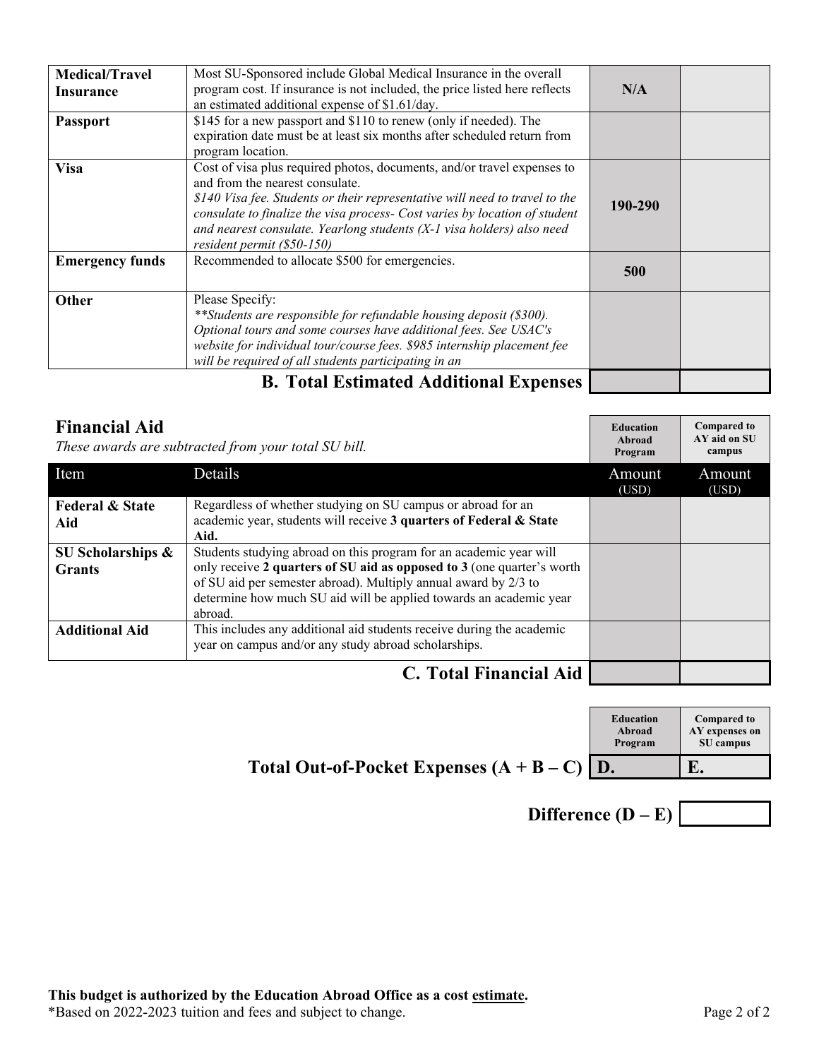| | | | |
|---|---|---|---|
| **Medical/Travel Insurance** | Most SU-Sponsored include Global Medical Insurance in the overall program cost. If insurance is not included, the price listed here reflects an estimated additional expense of $1.61/day. | **N/A** | |
| **Passport** | $145 for a new passport and $110 to renew (only if needed). The expiration date must be at least six months after scheduled return from program location. | | |
| **Visa** | Cost of visa plus required photos, documents, and/or travel expenses to and from the nearest consulate. *$140 Visa fee. Students or their representative will need to travel to the consulate to finalize the visa process- Cost varies by location of student and nearest consulate. Yearlong students (X-1 visa holders) also need resident permit ($50-150)* | **190-290** | |
| **Emergency funds** | Recommended to allocate $500 for emergencies. | **500** | |
| **Other** | Please Specify: *\*\*Students are responsible for refundable housing deposit ($300). Optional tours and some courses have additional fees. See USAC's website for individual tour/course fees. $985 internship placement fee will be required of all students participating in an* | | |
| | **B. Total Estimated Additional Expenses** | | |

## Financial Aid

*These awards are subtracted from your total SU bill.*

| Item | Details | Education Abroad Program Amount (USD) | Compared to AY aid on SU campus Amount (USD) |
|---|---|---|---|
| **Federal & State Aid** | Regardless of whether studying on SU campus or abroad for an academic year, students will receive **3 quarters of Federal & State Aid.** | | |
| **SU Scholarships & Grants** | Students studying abroad on this program for an academic year will only receive **2 quarters of SU aid as opposed to 3** (one quarter's worth of SU aid per semester abroad). Multiply annual award by 2/3 to determine how much SU aid will be applied towards an academic year abroad. | | |
| **Additional Aid** | This includes any additional aid students receive during the academic year on campus and/or any study abroad scholarships. | | |
| | **C. Total Financial Aid** | | |

| | Education Abroad Program | Compared to AY expenses on SU campus |
|---|---|---|
| **Total Out-of-Pocket Expenses (A + B – C)** | **D.** | **E.** |

| | |
|---|---|
| **Difference (D – E)** | |

**This budget is authorized by the Education Abroad Office as a cost estimate.**

\*Based on 2022-2023 tuition and fees and subject to change.